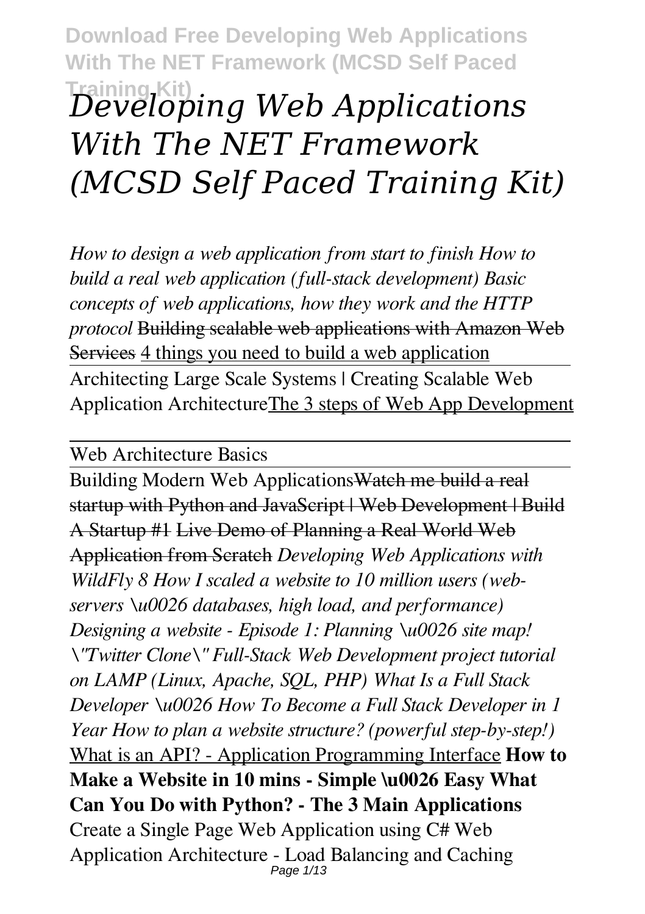# *Developing Web Applications With The NET Framework (MCSD Self Paced Training Kit)*

*How to design a web application from start to finish How to build a real web application (full-stack development) Basic concepts of web applications, how they work and the HTTP protocol* ~~Building scalable web applications with Amazon Web Services~~ 4 things you need to build a web application

Architecting Large Scale Systems | Creating Scalable Web Application ArchitectureThe 3 steps of Web App Development

Web Architecture Basics

Building Modern Web Applications~~Watch me build a real startup with Python and JavaScript | Web Development | Build A Startup #1 Live Demo of Planning a Real World Web Application from Scratch~~ *Developing Web Applications with WildFly 8 How I scaled a website to 10 million users (web-servers \u0026 databases, high load, and performance) Designing a website - Episode 1: Planning \u0026 site map! \"Twitter Clone\" Full-Stack Web Development project tutorial on LAMP (Linux, Apache, SQL, PHP) What Is a Full Stack Developer \u0026 How To Become a Full Stack Developer in 1 Year How to plan a website structure? (powerful step-by-step!)* What is an API? - Application Programming Interface **How to Make a Website in 10 mins - Simple \u0026 Easy What Can You Do with Python? - The 3 Main Applications** Create a Single Page Web Application using C# Web Application Architecture - Load Balancing and Caching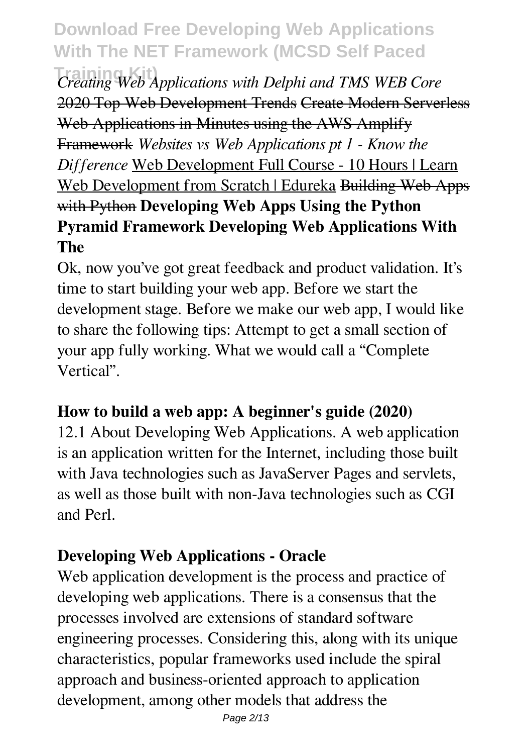*Creating Web Applications with Delphi and TMS WEB Core* 2020 Top Web Development Trends Create Modern Serverless Web Applications in Minutes using the AWS Amplify Framework *Websites vs Web Applications pt 1 - Know the Difference* Web Development Full Course - 10 Hours | Learn Web Development from Scratch | Edureka Building Web Apps with Python **Developing Web Apps Using the Python Pyramid Framework Developing Web Applications With The**

Ok, now you've got great feedback and product validation. It's time to start building your web app. Before we start the development stage. Before we make our web app, I would like to share the following tips: Attempt to get a small section of your app fully working. What we would call a "Complete Vertical".

**How to build a web app: A beginner's guide (2020)**

12.1 About Developing Web Applications. A web application is an application written for the Internet, including those built with Java technologies such as JavaServer Pages and servlets, as well as those built with non-Java technologies such as CGI and Perl.

**Developing Web Applications - Oracle**

Web application development is the process and practice of developing web applications. There is a consensus that the processes involved are extensions of standard software engineering processes. Considering this, along with its unique characteristics, popular frameworks used include the spiral approach and business-oriented approach to application development, among other models that address the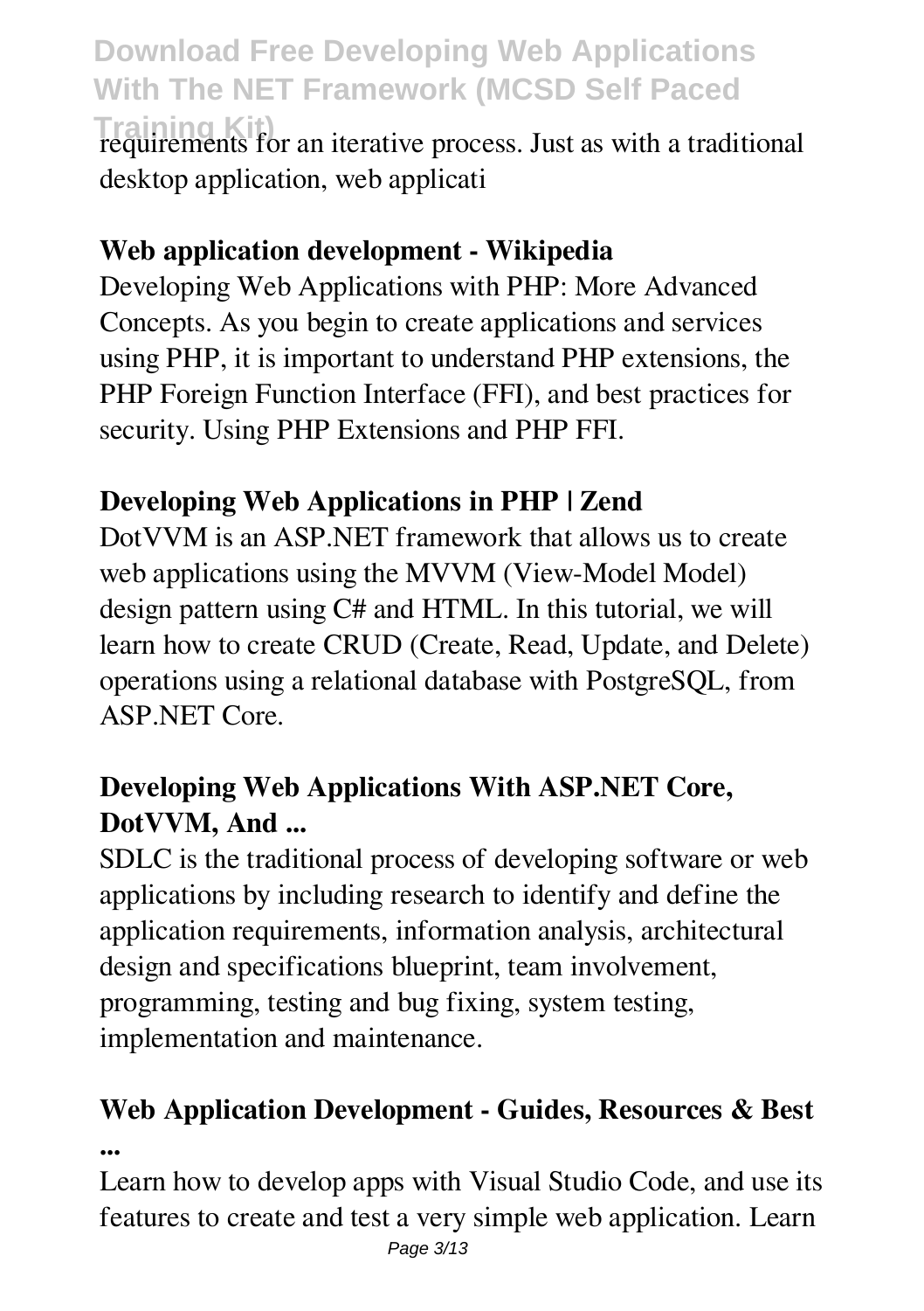requirements for an iterative process. Just as with a traditional desktop application, web applicati

**Web application development - Wikipedia**

Developing Web Applications with PHP: More Advanced Concepts. As you begin to create applications and services using PHP, it is important to understand PHP extensions, the PHP Foreign Function Interface (FFI), and best practices for security. Using PHP Extensions and PHP FFI.

**Developing Web Applications in PHP | Zend**

DotVVM is an ASP.NET framework that allows us to create web applications using the MVVM (View-Model Model) design pattern using C# and HTML. In this tutorial, we will learn how to create CRUD (Create, Read, Update, and Delete) operations using a relational database with PostgreSQL, from ASP.NET Core.

**Developing Web Applications With ASP.NET Core, DotVVM, And ...**

SDLC is the traditional process of developing software or web applications by including research to identify and define the application requirements, information analysis, architectural design and specifications blueprint, team involvement, programming, testing and bug fixing, system testing, implementation and maintenance.

**Web Application Development - Guides, Resources & Best ...**

Learn how to develop apps with Visual Studio Code, and use its features to create and test a very simple web application. Learn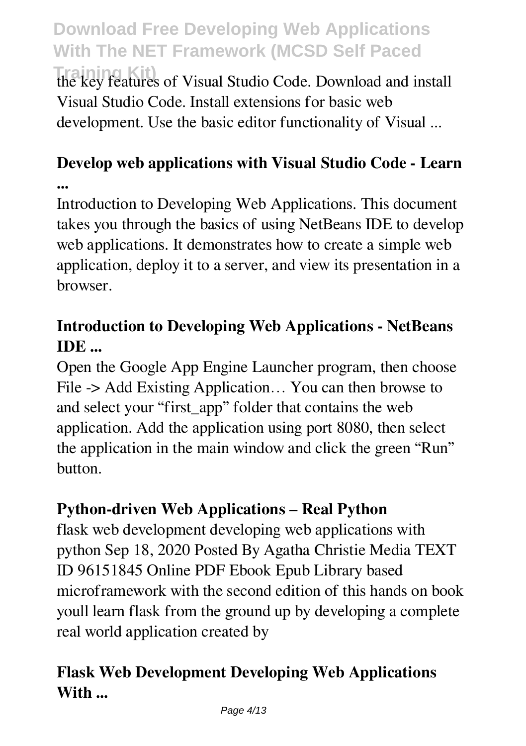the key features of Visual Studio Code. Download and install Visual Studio Code. Install extensions for basic web development. Use the basic editor functionality of Visual ...

### Develop web applications with Visual Studio Code - Learn ...

Introduction to Developing Web Applications. This document takes you through the basics of using NetBeans IDE to develop web applications. It demonstrates how to create a simple web application, deploy it to a server, and view its presentation in a browser.

### Introduction to Developing Web Applications - NetBeans IDE ...

Open the Google App Engine Launcher program, then choose File -> Add Existing Application… You can then browse to and select your "first_app" folder that contains the web application. Add the application using port 8080, then select the application in the main window and click the green "Run" button.

### Python-driven Web Applications – Real Python

flask web development developing web applications with python Sep 18, 2020 Posted By Agatha Christie Media TEXT ID 96151845 Online PDF Ebook Epub Library based microframework with the second edition of this hands on book youll learn flask from the ground up by developing a complete real world application created by

### Flask Web Development Developing Web Applications With ...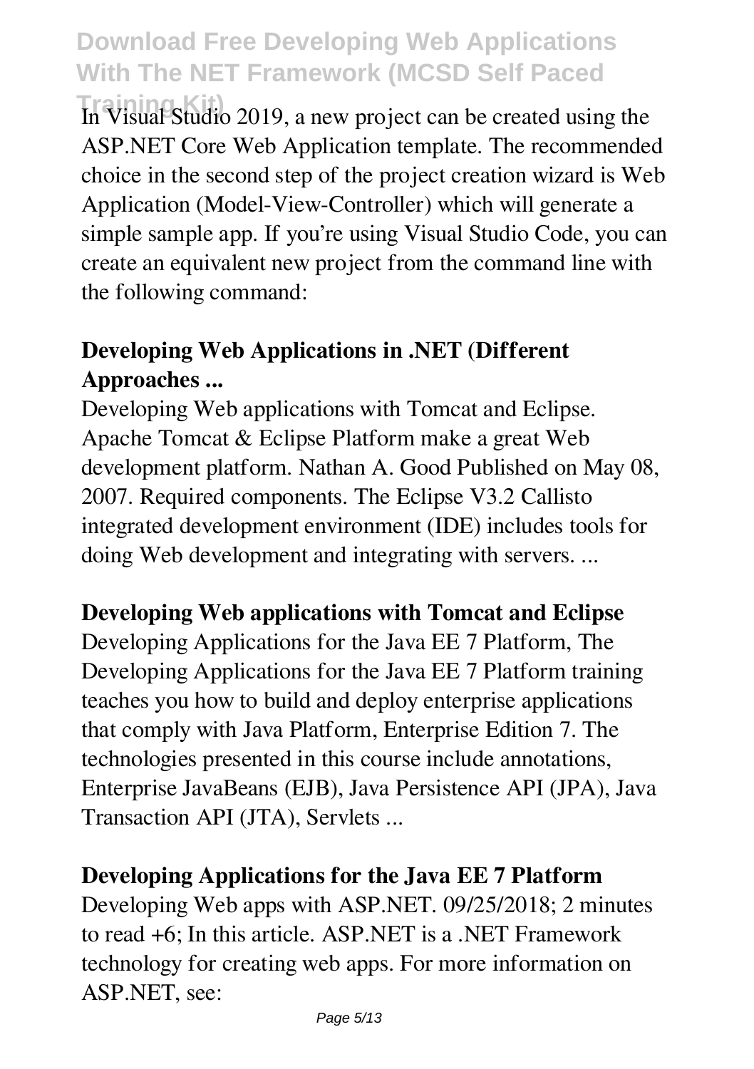In Visual Studio 2019, a new project can be created using the ASP.NET Core Web Application template. The recommended choice in the second step of the project creation wizard is Web Application (Model-View-Controller) which will generate a simple sample app. If you're using Visual Studio Code, you can create an equivalent new project from the command line with the following command:

**Developing Web Applications in .NET (Different Approaches ...**

Developing Web applications with Tomcat and Eclipse. Apache Tomcat & Eclipse Platform make a great Web development platform. Nathan A. Good Published on May 08, 2007. Required components. The Eclipse V3.2 Callisto integrated development environment (IDE) includes tools for doing Web development and integrating with servers. ...

**Developing Web applications with Tomcat and Eclipse**

Developing Applications for the Java EE 7 Platform, The Developing Applications for the Java EE 7 Platform training teaches you how to build and deploy enterprise applications that comply with Java Platform, Enterprise Edition 7. The technologies presented in this course include annotations, Enterprise JavaBeans (EJB), Java Persistence API (JPA), Java Transaction API (JTA), Servlets ...

**Developing Applications for the Java EE 7 Platform**

Developing Web apps with ASP.NET. 09/25/2018; 2 minutes to read +6; In this article. ASP.NET is a .NET Framework technology for creating web apps. For more information on ASP.NET, see: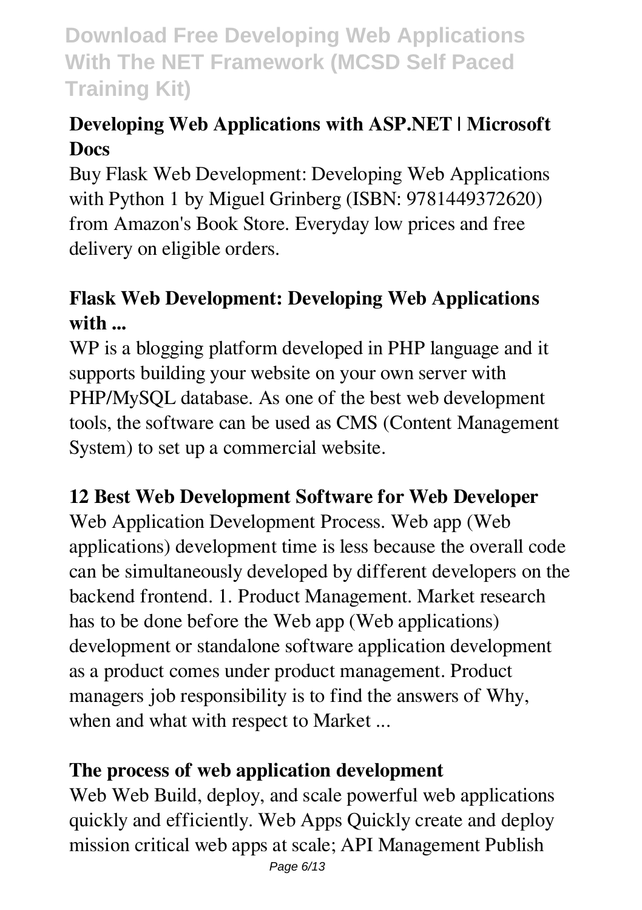### Developing Web Applications with ASP.NET | Microsoft Docs

Buy Flask Web Development: Developing Web Applications with Python 1 by Miguel Grinberg (ISBN: 9781449372620) from Amazon's Book Store. Everyday low prices and free delivery on eligible orders.

### Flask Web Development: Developing Web Applications with ...

WP is a blogging platform developed in PHP language and it supports building your website on your own server with PHP/MySQL database. As one of the best web development tools, the software can be used as CMS (Content Management System) to set up a commercial website.

### 12 Best Web Development Software for Web Developer

Web Application Development Process. Web app (Web applications) development time is less because the overall code can be simultaneously developed by different developers on the backend frontend. 1. Product Management. Market research has to be done before the Web app (Web applications) development or standalone software application development as a product comes under product management. Product managers job responsibility is to find the answers of Why, when and what with respect to Market ...

### The process of web application development

Web Web Build, deploy, and scale powerful web applications quickly and efficiently. Web Apps Quickly create and deploy mission critical web apps at scale; API Management Publish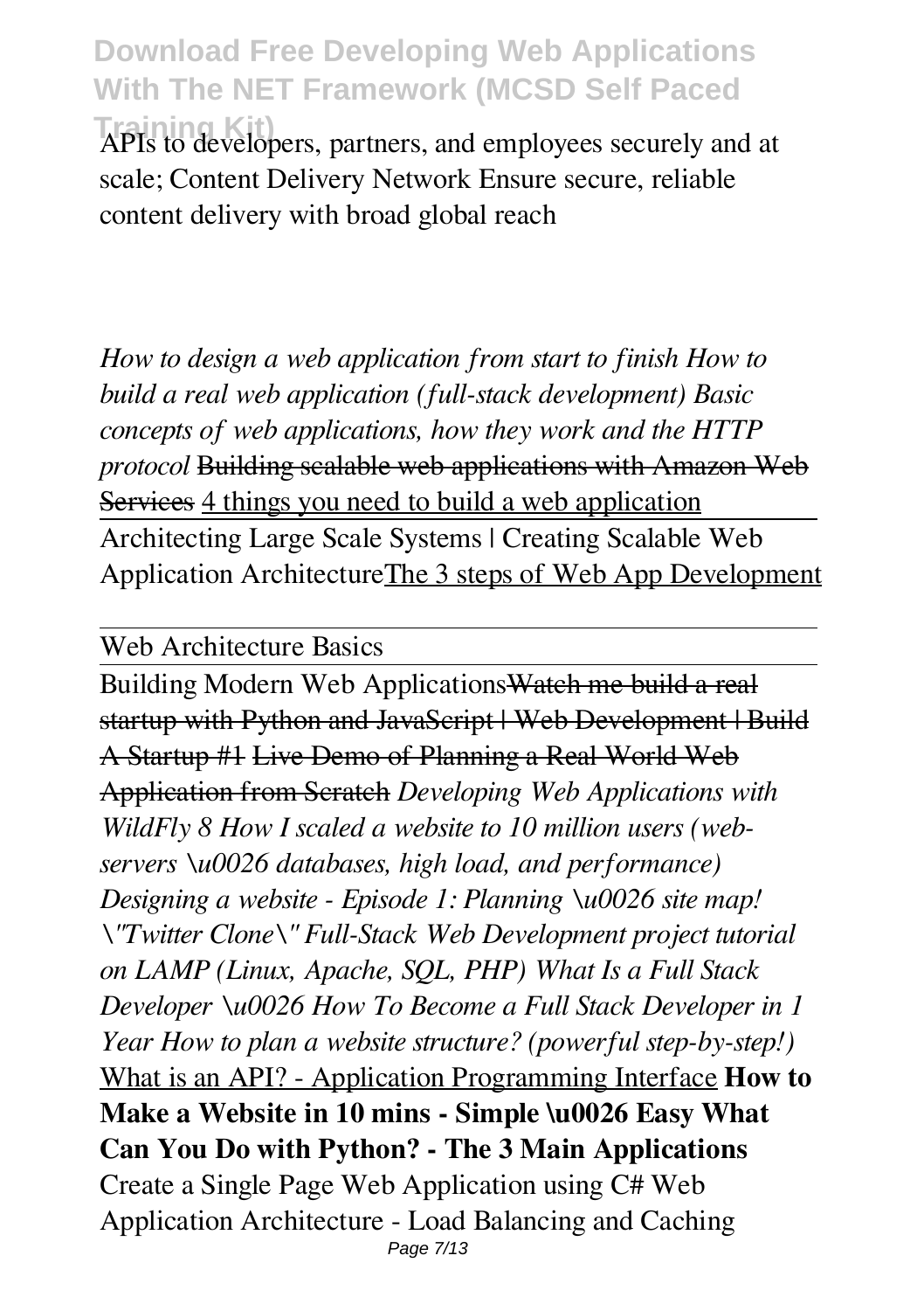APIs to developers, partners, and employees securely and at scale; Content Delivery Network Ensure secure, reliable content delivery with broad global reach

*How to design a web application from start to finish How to build a real web application (full-stack development) Basic concepts of web applications, how they work and the HTTP protocol* ~~Building scalable web applications with Amazon Web Services~~ 4 things you need to build a web application

Architecting Large Scale Systems | Creating Scalable Web Application ArchitectureThe 3 steps of Web App Development

Web Architecture Basics

Building Modern Web Applications~~Watch me build a real startup with Python and JavaScript | Web Development | Build A Startup #1~~ ~~Live Demo of Planning a Real World Web Application from Scratch~~ *Developing Web Applications with WildFly 8 How I scaled a website to 10 million users (web-servers \u0026 databases, high load, and performance) Designing a website - Episode 1: Planning \u0026 site map! \"Twitter Clone\" Full-Stack Web Development project tutorial on LAMP (Linux, Apache, SQL, PHP) What Is a Full Stack Developer \u0026 How To Become a Full Stack Developer in 1 Year How to plan a website structure? (powerful step-by-step!)* What is an API? - Application Programming Interface **How to Make a Website in 10 mins - Simple \u0026 Easy What Can You Do with Python? - The 3 Main Applications** Create a Single Page Web Application using C# Web Application Architecture - Load Balancing and Caching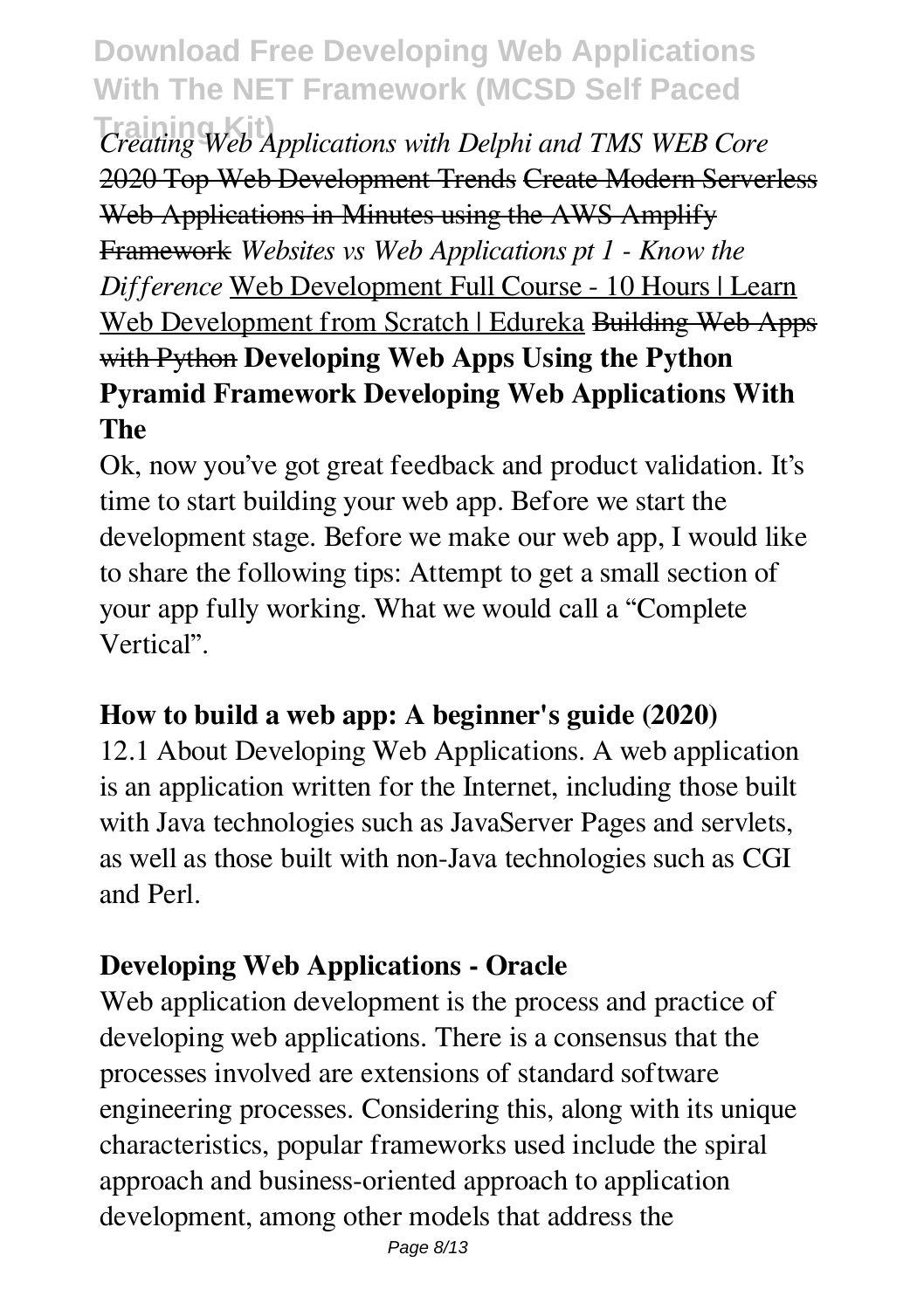*Creating Web Applications with Delphi and TMS WEB Core* ~~2020 Top Web Development Trends~~ ~~Create Modern Serverless Web Applications in Minutes using the AWS Amplify Framework~~ *Websites vs Web Applications pt 1 - Know the Difference* Web Development Full Course - 10 Hours | Learn Web Development from Scratch | Edureka ~~Building Web Apps with Python~~ **Developing Web Apps Using the Python Pyramid Framework Developing Web Applications With The**

Ok, now you've got great feedback and product validation. It's time to start building your web app. Before we start the development stage. Before we make our web app, I would like to share the following tips: Attempt to get a small section of your app fully working. What we would call a "Complete Vertical".

**How to build a web app: A beginner's guide (2020)**

12.1 About Developing Web Applications. A web application is an application written for the Internet, including those built with Java technologies such as JavaServer Pages and servlets, as well as those built with non-Java technologies such as CGI and Perl.

**Developing Web Applications - Oracle**

Web application development is the process and practice of developing web applications. There is a consensus that the processes involved are extensions of standard software engineering processes. Considering this, along with its unique characteristics, popular frameworks used include the spiral approach and business-oriented approach to application development, among other models that address the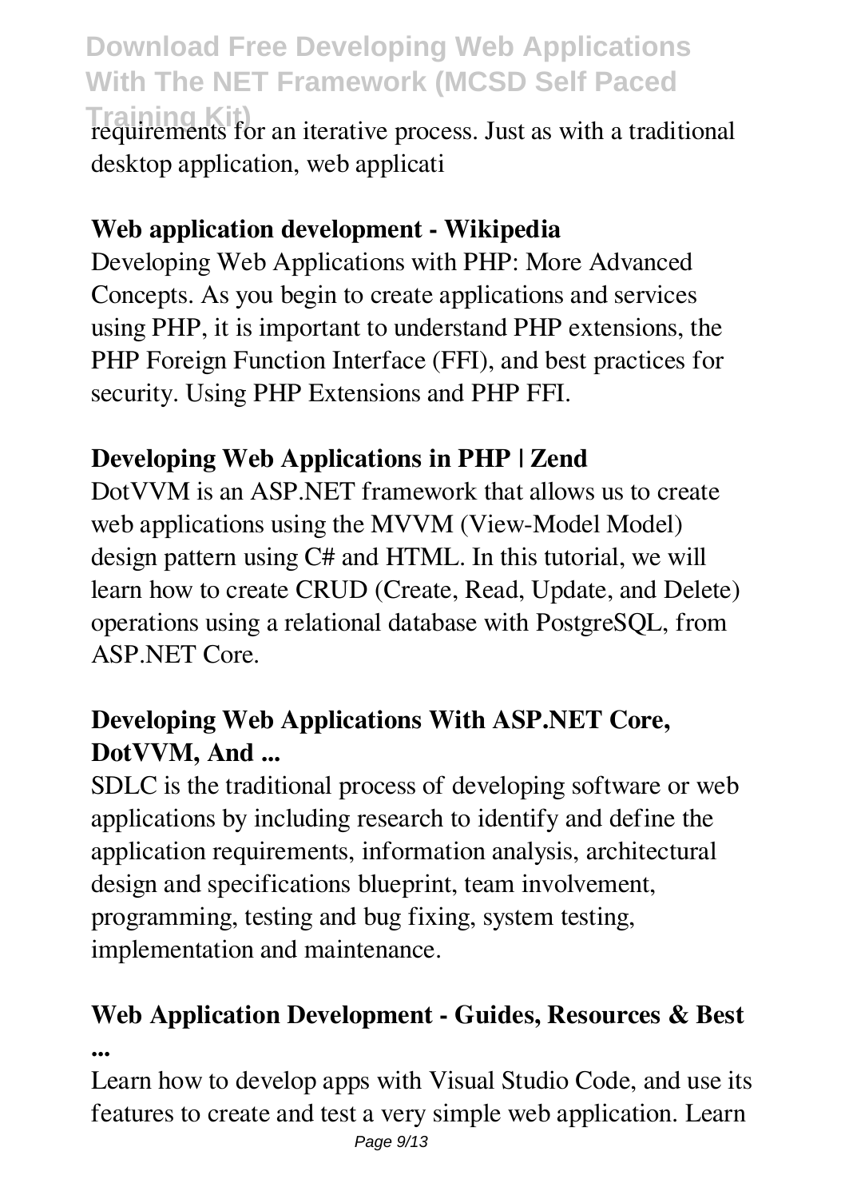requirements for an iterative process. Just as with a traditional desktop application, web applicati

**Web application development - Wikipedia**

Developing Web Applications with PHP: More Advanced Concepts. As you begin to create applications and services using PHP, it is important to understand PHP extensions, the PHP Foreign Function Interface (FFI), and best practices for security. Using PHP Extensions and PHP FFI.

**Developing Web Applications in PHP | Zend**

DotVVM is an ASP.NET framework that allows us to create web applications using the MVVM (View-Model Model) design pattern using C# and HTML. In this tutorial, we will learn how to create CRUD (Create, Read, Update, and Delete) operations using a relational database with PostgreSQL, from ASP.NET Core.

**Developing Web Applications With ASP.NET Core, DotVVM, And ...**

SDLC is the traditional process of developing software or web applications by including research to identify and define the application requirements, information analysis, architectural design and specifications blueprint, team involvement, programming, testing and bug fixing, system testing, implementation and maintenance.

**Web Application Development - Guides, Resources & Best ...**

Learn how to develop apps with Visual Studio Code, and use its features to create and test a very simple web application. Learn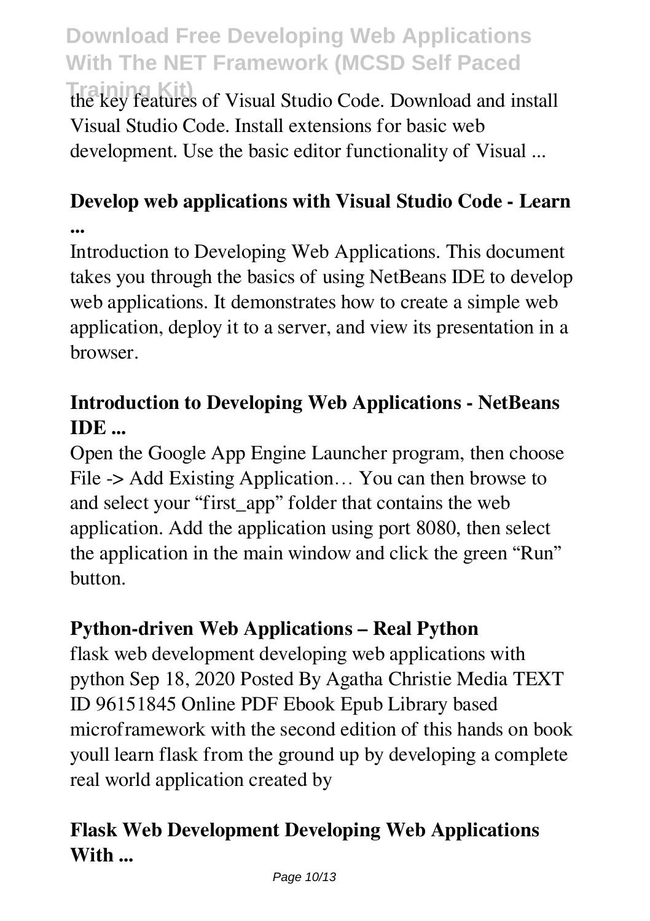the key features of Visual Studio Code. Download and install Visual Studio Code. Install extensions for basic web development. Use the basic editor functionality of Visual ...

### Develop web applications with Visual Studio Code - Learn ...

Introduction to Developing Web Applications. This document takes you through the basics of using NetBeans IDE to develop web applications. It demonstrates how to create a simple web application, deploy it to a server, and view its presentation in a browser.

### Introduction to Developing Web Applications - NetBeans IDE ...

Open the Google App Engine Launcher program, then choose File -> Add Existing Application… You can then browse to and select your "first_app" folder that contains the web application. Add the application using port 8080, then select the application in the main window and click the green "Run" button.

### Python-driven Web Applications – Real Python

flask web development developing web applications with python Sep 18, 2020 Posted By Agatha Christie Media TEXT ID 96151845 Online PDF Ebook Epub Library based microframework with the second edition of this hands on book youll learn flask from the ground up by developing a complete real world application created by

### Flask Web Development Developing Web Applications With ...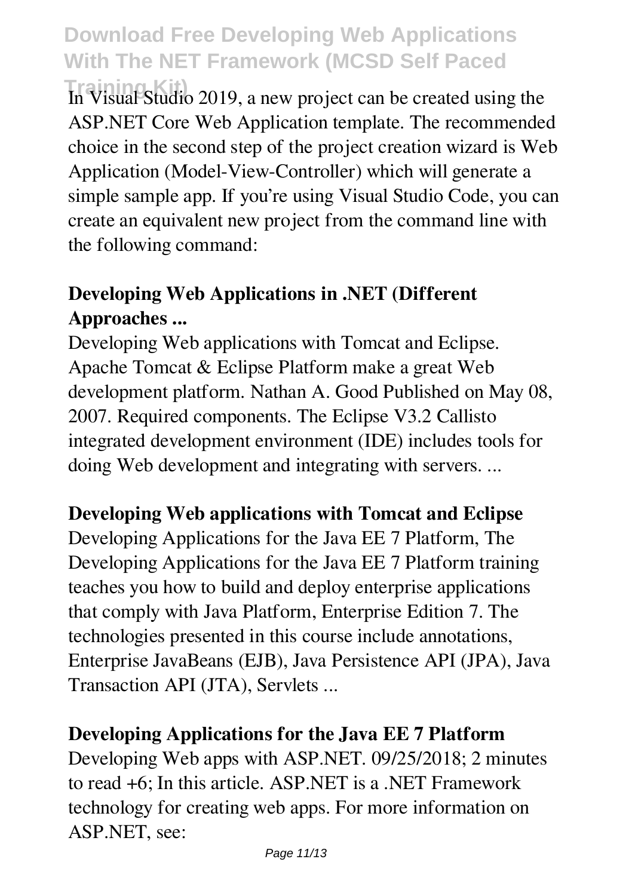In Visual Studio 2019, a new project can be created using the ASP.NET Core Web Application template. The recommended choice in the second step of the project creation wizard is Web Application (Model-View-Controller) which will generate a simple sample app. If you're using Visual Studio Code, you can create an equivalent new project from the command line with the following command:

**Developing Web Applications in .NET (Different Approaches ...**

Developing Web applications with Tomcat and Eclipse. Apache Tomcat & Eclipse Platform make a great Web development platform. Nathan A. Good Published on May 08, 2007. Required components. The Eclipse V3.2 Callisto integrated development environment (IDE) includes tools for doing Web development and integrating with servers. ...

**Developing Web applications with Tomcat and Eclipse**

Developing Applications for the Java EE 7 Platform, The Developing Applications for the Java EE 7 Platform training teaches you how to build and deploy enterprise applications that comply with Java Platform, Enterprise Edition 7. The technologies presented in this course include annotations, Enterprise JavaBeans (EJB), Java Persistence API (JPA), Java Transaction API (JTA), Servlets ...

**Developing Applications for the Java EE 7 Platform**

Developing Web apps with ASP.NET. 09/25/2018; 2 minutes to read +6; In this article. ASP.NET is a .NET Framework technology for creating web apps. For more information on ASP.NET, see: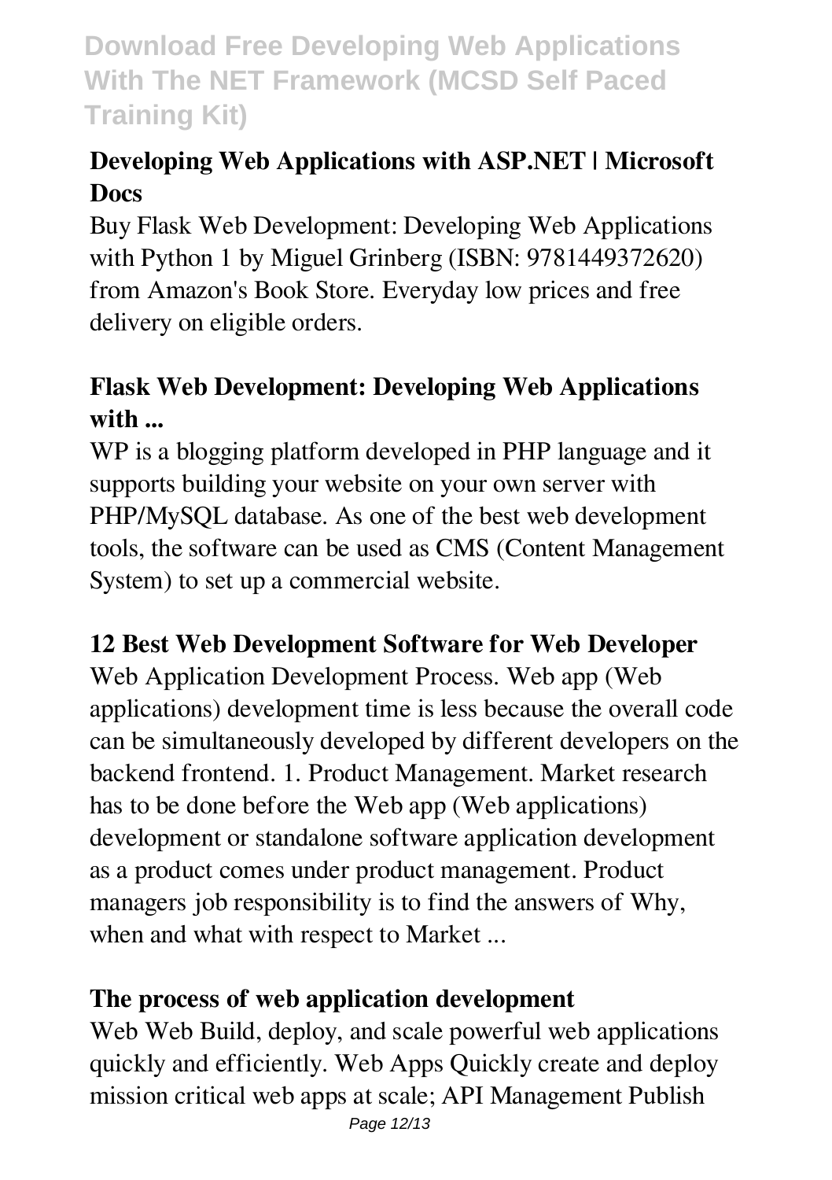### Developing Web Applications with ASP.NET | Microsoft Docs

Buy Flask Web Development: Developing Web Applications with Python 1 by Miguel Grinberg (ISBN: 9781449372620) from Amazon's Book Store. Everyday low prices and free delivery on eligible orders.

### Flask Web Development: Developing Web Applications with ...

WP is a blogging platform developed in PHP language and it supports building your website on your own server with PHP/MySQL database. As one of the best web development tools, the software can be used as CMS (Content Management System) to set up a commercial website.

### 12 Best Web Development Software for Web Developer

Web Application Development Process. Web app (Web applications) development time is less because the overall code can be simultaneously developed by different developers on the backend frontend. 1. Product Management. Market research has to be done before the Web app (Web applications) development or standalone software application development as a product comes under product management. Product managers job responsibility is to find the answers of Why, when and what with respect to Market ...

### The process of web application development

Web Web Build, deploy, and scale powerful web applications quickly and efficiently. Web Apps Quickly create and deploy mission critical web apps at scale; API Management Publish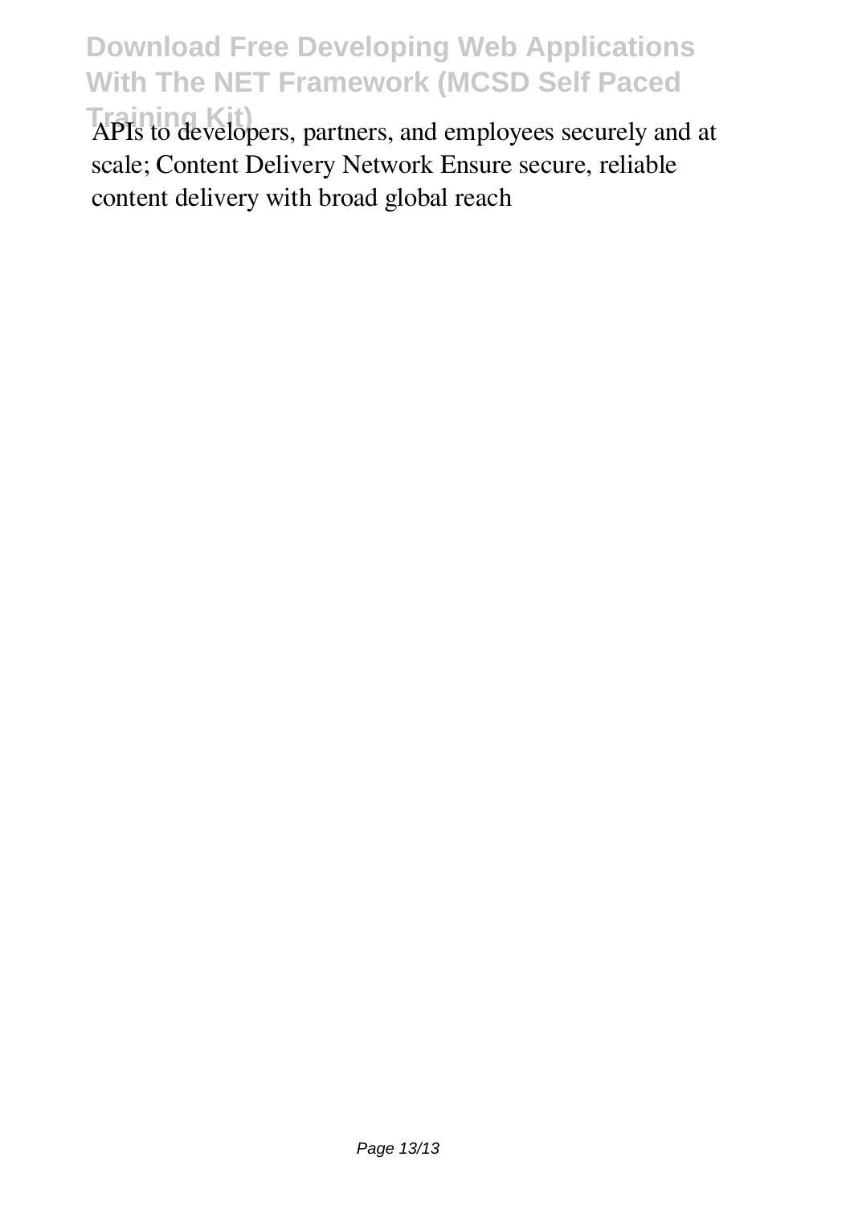APIs to developers, partners, and employees securely and at scale; Content Delivery Network Ensure secure, reliable content delivery with broad global reach